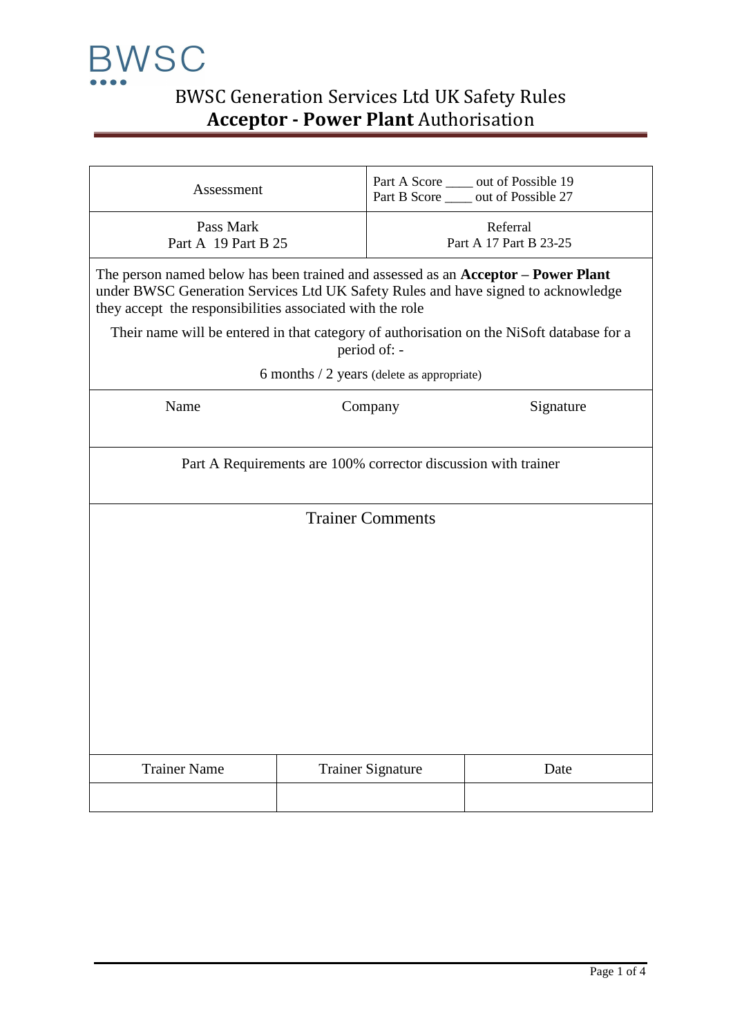BWSC

# BWSC Generation Services Ltd UK Safety Rules
## **Acceptor - Power Plant** Authorisation

| Assessment | Part A Score ____ out of Possible 19<br>Part B Score ____ out of Possible 27 |
|---|---|
| Pass Mark<br>Part A 19 Part B 25 | Referral<br>Part A 17 Part B 23-25 |

The person named below has been trained and assessed as an **Acceptor – Power Plant** under BWSC Generation Services Ltd UK Safety Rules and have signed to acknowledge they accept the responsibilities associated with the role

Their name will be entered in that category of authorisation on the NiSoft database for a period of: -

6 months / 2 years (delete as appropriate)

| Name | Company | Signature |
|---|---|---|
| | | |

Part A Requirements are 100% corrector discussion with trainer

**Trainer Comments**

| Trainer Name | Trainer Signature | Date |
|---|---|---|
| | | |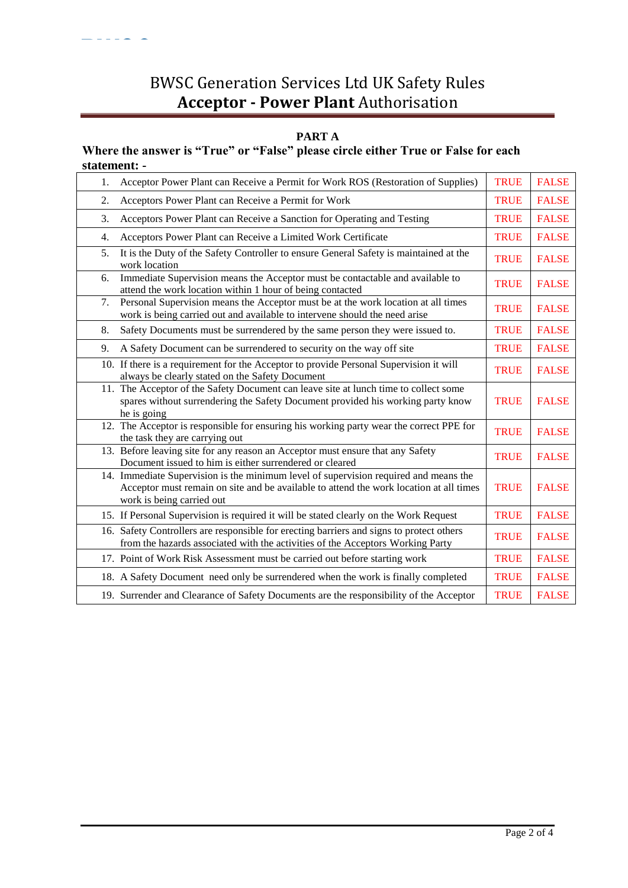# BWSC Generation Services Ltd UK Safety Rules
# **Acceptor - Power Plant** Authorisation

## PART A

**Where the answer is "True" or "False" please circle either True or False for each statement: -**

| | | | |
|---|---|---|---|
| 1. | Acceptor Power Plant can Receive a Permit for Work ROS (Restoration of Supplies) | TRUE | FALSE |
| 2. | Acceptors Power Plant can Receive a Permit for Work | TRUE | FALSE |
| 3. | Acceptors Power Plant can Receive a Sanction for Operating and Testing | TRUE | FALSE |
| 4. | Acceptors Power Plant can Receive a Limited Work Certificate | TRUE | FALSE |
| 5. | It is the Duty of the Safety Controller to ensure General Safety is maintained at the work location | TRUE | FALSE |
| 6. | Immediate Supervision means the Acceptor must be contactable and available to attend the work location within 1 hour of being contacted | TRUE | FALSE |
| 7. | Personal Supervision means the Acceptor must be at the work location at all times work is being carried out and available to intervene should the need arise | TRUE | FALSE |
| 8. | Safety Documents must be surrendered by the same person they were issued to. | TRUE | FALSE |
| 9. | A Safety Document can be surrendered to security on the way off site | TRUE | FALSE |
| 10. | If there is a requirement for the Acceptor to provide Personal Supervision it will always be clearly stated on the Safety Document | TRUE | FALSE |
| 11. | The Acceptor of the Safety Document can leave site at lunch time to collect some spares without surrendering the Safety Document provided his working party know he is going | TRUE | FALSE |
| 12. | The Acceptor is responsible for ensuring his working party wear the correct PPE for the task they are carrying out | TRUE | FALSE |
| 13. | Before leaving site for any reason an Acceptor must ensure that any Safety Document issued to him is either surrendered or cleared | TRUE | FALSE |
| 14. | Immediate Supervision is the minimum level of supervision required and means the Acceptor must remain on site and be available to attend the work location at all times work is being carried out | TRUE | FALSE |
| 15. | If Personal Supervision is required it will be stated clearly on the Work Request | TRUE | FALSE |
| 16. | Safety Controllers are responsible for erecting barriers and signs to protect others from the hazards associated with the activities of the Acceptors Working Party | TRUE | FALSE |
| 17. | Point of Work Risk Assessment must be carried out before starting work | TRUE | FALSE |
| 18. | A Safety Document need only be surrendered when the work is finally completed | TRUE | FALSE |
| 19. | Surrender and Clearance of Safety Documents are the responsibility of the Acceptor | TRUE | FALSE |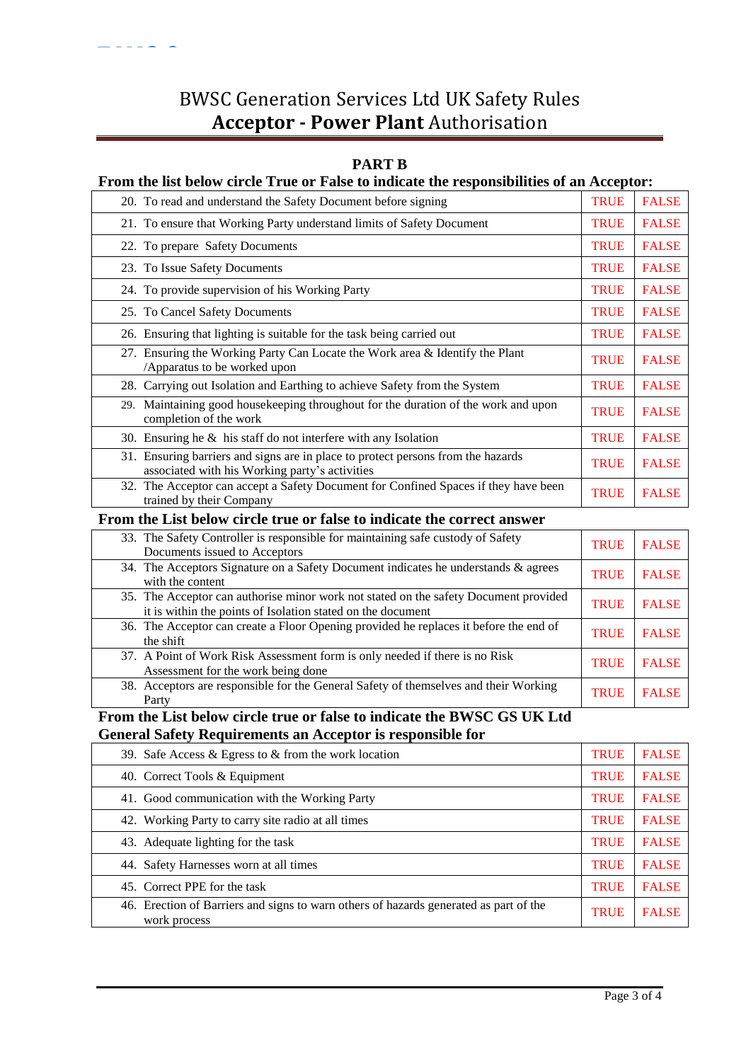# BWSC Generation Services Ltd UK Safety Rules
## **Acceptor - Power Plant** Authorisation

## PART B

**From the list below circle True or False to indicate the responsibilities of an Acceptor:**

| | | |
|---|---|---|
| 20. To read and understand the Safety Document before signing | TRUE | FALSE |
| 21. To ensure that Working Party understand limits of Safety Document | TRUE | FALSE |
| 22. To prepare Safety Documents | TRUE | FALSE |
| 23. To Issue Safety Documents | TRUE | FALSE |
| 24. To provide supervision of his Working Party | TRUE | FALSE |
| 25. To Cancel Safety Documents | TRUE | FALSE |
| 26. Ensuring that lighting is suitable for the task being carried out | TRUE | FALSE |
| 27. Ensuring the Working Party Can Locate the Work area & Identify the Plant /Apparatus to be worked upon | TRUE | FALSE |
| 28. Carrying out Isolation and Earthing to achieve Safety from the System | TRUE | FALSE |
| 29. Maintaining good housekeeping throughout for the duration of the work and upon completion of the work | TRUE | FALSE |
| 30. Ensuring he & his staff do not interfere with any Isolation | TRUE | FALSE |
| 31. Ensuring barriers and signs are in place to protect persons from the hazards associated with his Working party's activities | TRUE | FALSE |
| 32. The Acceptor can accept a Safety Document for Confined Spaces if they have been trained by their Company | TRUE | FALSE |

**From the List below circle true or false to indicate the correct answer**

| | | |
|---|---|---|
| 33. The Safety Controller is responsible for maintaining safe custody of Safety Documents issued to Acceptors | TRUE | FALSE |
| 34. The Acceptors Signature on a Safety Document indicates he understands & agrees with the content | TRUE | FALSE |
| 35. The Acceptor can authorise minor work not stated on the safety Document provided it is within the points of Isolation stated on the document | TRUE | FALSE |
| 36. The Acceptor can create a Floor Opening provided he replaces it before the end of the shift | TRUE | FALSE |
| 37. A Point of Work Risk Assessment form is only needed if there is no Risk Assessment for the work being done | TRUE | FALSE |
| 38. Acceptors are responsible for the General Safety of themselves and their Working Party | TRUE | FALSE |

**From the List below circle true or false to indicate the BWSC GS UK Ltd General Safety Requirements an Acceptor is responsible for**

| | | |
|---|---|---|
| 39. Safe Access & Egress to & from the work location | TRUE | FALSE |
| 40. Correct Tools & Equipment | TRUE | FALSE |
| 41. Good communication with the Working Party | TRUE | FALSE |
| 42. Working Party to carry site radio at all times | TRUE | FALSE |
| 43. Adequate lighting for the task | TRUE | FALSE |
| 44. Safety Harnesses worn at all times | TRUE | FALSE |
| 45. Correct PPE for the task | TRUE | FALSE |
| 46. Erection of Barriers and signs to warn others of hazards generated as part of the work process | TRUE | FALSE |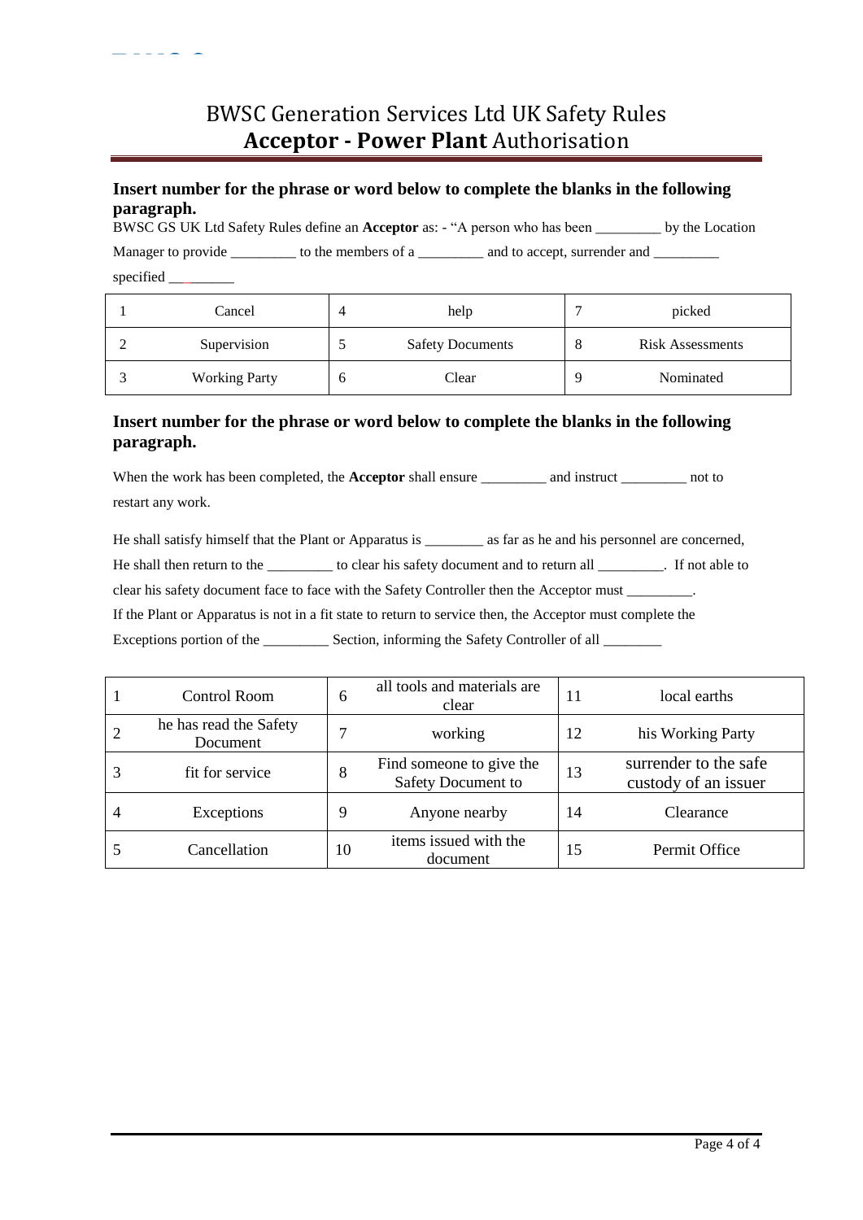# BWSC Generation Services Ltd UK Safety Rules
## **Acceptor - Power Plant** Authorisation

### Insert number for the phrase or word below to complete the blanks in the following paragraph.

BWSC GS UK Ltd Safety Rules define an **Acceptor** as: - "A person who has been _________ by the Location Manager to provide _________ to the members of a _________ and to accept, surrender and _________ specified _________

| | | | | | |
|---|---|---|---|---|---|
| 1 | Cancel | 4 | help | 7 | picked |
| 2 | Supervision | 5 | Safety Documents | 8 | Risk Assessments |
| 3 | Working Party | 6 | Clear | 9 | Nominated |

### Insert number for the phrase or word below to complete the blanks in the following paragraph.

When the work has been completed, the **Acceptor** shall ensure _________ and instruct _________ not to restart any work.

He shall satisfy himself that the Plant or Apparatus is ________ as far as he and his personnel are concerned, He shall then return to the _________ to clear his safety document and to return all _________. If not able to clear his safety document face to face with the Safety Controller then the Acceptor must _________.
If the Plant or Apparatus is not in a fit state to return to service then, the Acceptor must complete the Exceptions portion of the _________ Section, informing the Safety Controller of all ________

| | | | | | |
|---|---|---|---|---|---|
| 1 | Control Room | 6 | all tools and materials are clear | 11 | local earths |
| 2 | he has read the Safety Document | 7 | working | 12 | his Working Party |
| 3 | fit for service | 8 | Find someone to give the Safety Document to | 13 | surrender to the safe custody of an issuer |
| 4 | Exceptions | 9 | Anyone nearby | 14 | Clearance |
| 5 | Cancellation | 10 | items issued with the document | 15 | Permit Office |